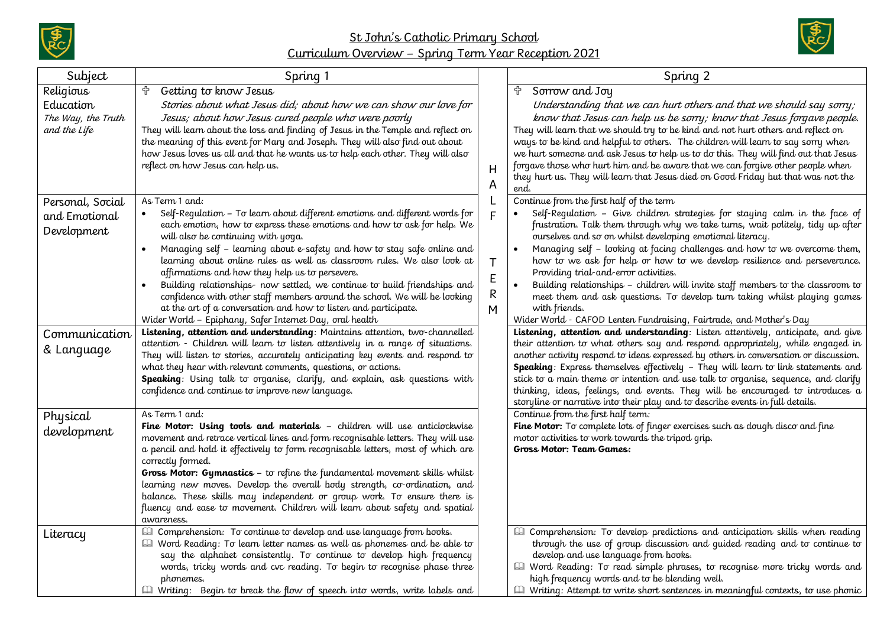# St John's Catholic Primary School

## Curriculum Overview – Spring Term Year Reception 2021

| Subject | Spring 1 | | Spring 2 |
|---|---|---|---|
| Religious Education<br>*The Way, the Truth and the Life* | ✝ Getting to know Jesus<br>*Stories about what Jesus did; about how we can show our love for Jesus; about how Jesus cured people who were poorly*<br>They will learn about the loss and finding of Jesus in the Temple and reflect on the meaning of this event for Mary and Joseph. They will also find out about how Jesus loves us all and that he wants us to help each other. They will also reflect on how Jesus can help us. | H A L F T E R M | ✝ Sorrow and Joy<br>*Understanding that we can hurt others and that we should say sorry; know that Jesus can help us be sorry; know that Jesus forgave people.*<br>They will learn that we should try to be kind and not hurt others and reflect on ways to be kind and helpful to others. The children will learn to say sorry when we hurt someone and ask Jesus to help us to do this. They will find out that Jesus forgave those who hurt him and be aware that we can forgive other people when they hurt us. They will learn that Jesus died on Good Friday but that was not the end. |
| Personal, Social and Emotional Development | As Term 1 and:<br>• Self-Regulation – To learn about different emotions and different words for each emotion, how to express these emotions and how to ask for help. We will also be continuing with yoga.<br>• Managing self – learning about e-safety and how to stay safe online and learning about online rules as well as classroom rules. We also look at affirmations and how they help us to persevere.<br>• Building relationships- now settled, we continue to build friendships and confidence with other staff members around the school. We will be looking at the art of a conversation and how to listen and participate.<br>Wider World – Epiphany, Safer Internet Day, oral health | | Continue from the first half of the term<br>• Self-Regulation – Give children strategies for staying calm in the face of frustration. Talk them through why we take turns, wait politely, tidy up after ourselves and so on whilst developing emotional literacy.<br>• Managing self – looking at facing challenges and how to we overcome them, how to we ask for help or how to we develop resilience and perseverance. Providing trial-and-error activities.<br>• Building relationships – children will invite staff members to the classroom to meet them and ask questions. To develop turn taking whilst playing games with friends.<br>Wider World - CAFOD Lenten Fundraising, Fairtrade, and Mother's Day |
| Communication & Language | **Listening, attention and understanding**: Maintains attention, two-channelled attention - Children will learn to listen attentively in a range of situations. They will listen to stories, accurately anticipating key events and respond to what they hear with relevant comments, questions, or actions.<br>**Speaking**: Using talk to organise, clarify, and explain, ask questions with confidence and continue to improve new language. | | **Listening, attention and understanding**: Listen attentively, anticipate, and give their attention to what others say and respond appropriately, while engaged in another activity respond to ideas expressed by others in conversation or discussion.<br>**Speaking**: Express themselves effectively – They will learn to link statements and stick to a main theme or intention and use talk to organise, sequence, and clarify thinking, ideas, feelings, and events. They will be encouraged to introduces a storyline or narrative into their play and to describe events in full details. |
| Physical development | As Term 1 and:<br>**Fine Motor: Using tools and materials** – children will use anticlockwise movement and retrace vertical lines and form recognisable letters. They will use a pencil and hold it effectively to form recognisable letters, most of which are correctly formed.<br>**Gross Motor: Gymnastics –** to refine the fundamental movement skills whilst learning new moves. Develop the overall body strength, co-ordination, and balance. These skills may independent or group work. To ensure there is fluency and ease to movement. Children will learn about safety and spatial awareness. | | Continue from the first half term:<br>**Fine Motor:** To complete lots of finger exercises such as dough disco and fine motor activities to work towards the tripod grip.<br>**Gross Motor: Team Games:** |
| Literacy | 🕮 Comprehension: To continue to develop and use language from books.<br>🕮 Word Reading: To learn letter names as well as phonemes and be able to say the alphabet consistently. To continue to develop high frequency words, tricky words and cvc reading. To begin to recognise phase three phonemes.<br>🕮 Writing: Begin to break the flow of speech into words, write labels and | | 🕮 Comprehension: To develop predictions and anticipation skills when reading through the use of group discussion and guided reading and to continue to develop and use language from books.<br>🕮 Word Reading: To read simple phrases, to recognise more tricky words and high frequency words and to be blending well.<br>🕮 Writing: Attempt to write short sentences in meaningful contexts, to use phonic |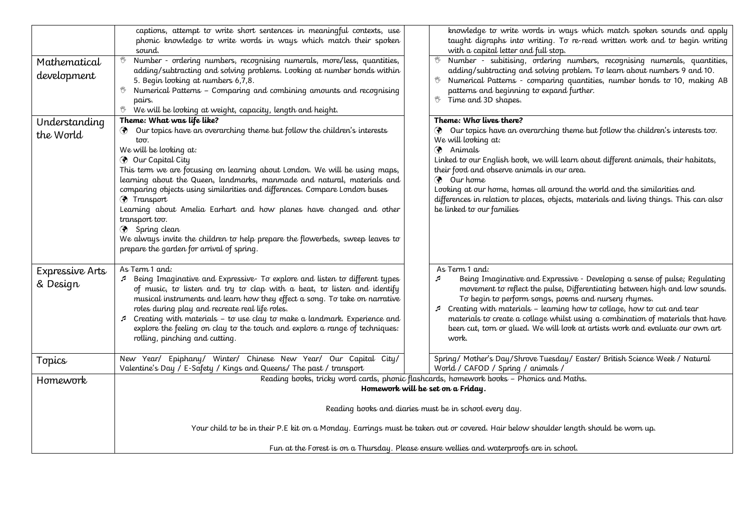| | | |
|---|---|---|
| | captions, attempt to write short sentences in meaningful contexts, use phonic knowledge to write words in ways which match their spoken sound. | knowledge to write words in ways which match spoken sounds and apply taught digraphs into writing. To re-read written work and to begin writing with a capital letter and full stop. |
| Mathematical development | • Number - ordering numbers, recognising numerals, more/less, quantities, adding/subtracting and solving problems. Looking at number bonds within 5. Begin looking at numbers 6,7,8.<br>• Numerical Patterns – Comparing and combining amounts and recognising pairs.<br>• We will be looking at weight, capacity, length and height. | • Number - subitising, ordering numbers, recognising numerals, quantities, adding/subtracting and solving problem. To learn about numbers 9 and 10.<br>• Numerical Patterns - comparing quantities, number bonds to 10, making AB patterns and beginning to expand further.<br>• Time and 3D shapes. |
| Understanding the World | **Theme: What was life like?**<br>• Our topics have an overarching theme but follow the children's interests too.<br>We will be looking at:<br>• Our Capital City<br>This term we are focusing on learning about London. We will be using maps, learning about the Queen, landmarks, manmade and natural, materials and comparing objects using similarities and differences. Compare London buses<br>• Transport<br>Learning about Amelia Earhart and how planes have changed and other transport too.<br>• Spring clean<br>We always invite the children to help prepare the flowerbeds, sweep leaves to prepare the garden for arrival of spring. | **Theme: Who lives there?**<br>• Our topics have an overarching theme but follow the children's interests too.<br>We will looking at:<br>• Animals<br>Linked to our English book, we will learn about different animals, their habitats, their food and observe animals in our area.<br>• Our home<br>Looking at our home, homes all around the world and the similarities and differences in relation to places, objects, materials and living things. This can also be linked to our families |
| Expressive Arts & Design | As Term 1 and:<br>• Being Imaginative and Expressive- To explore and listen to different types of music, to listen and try to clap with a beat, to listen and identify musical instruments and learn how they effect a song. To take on narrative roles during play and recreate real life roles.<br>• Creating with materials – to use clay to make a landmark. Experience and explore the feeling on clay to the touch and explore a range of techniques: rolling, pinching and cutting. | As Term 1 and:<br>• Being Imaginative and Expressive - Developing a sense of pulse; Regulating movement to reflect the pulse, Differentiating between high and low sounds. To begin to perform songs, poems and nursery rhymes.<br>• Creating with materials – learning how to cut and tear materials to create a collage whilst using a combination of materials that have been cut, torn or glued. We will look at artists work and evaluate our own art work. |
| Topics | New Year/ Epiphany/ Winter/ Chinese New Year/ Our Capital City/ Valentine's Day / E-Safety / Kings and Queens/ The past / transport | Spring/ Mother's Day/Shrove Tuesday/ Easter/ British Science Week / Natural World / CAFOD / Spring / animals / |
| Homework | Reading books, tricky word cards, phonic flashcards, homework books – Phonics and Maths.<br>**Homework will be set on a Friday.**<br><br>Reading books and diaries must be in school every day.<br><br>Your child to be in their P.E kit on a Monday. Earrings must be taken out or covered. Hair below shoulder length should be worn up.<br><br>Fun at the Forest is on a Thursday. Please ensure wellies and waterproofs are in school. | |